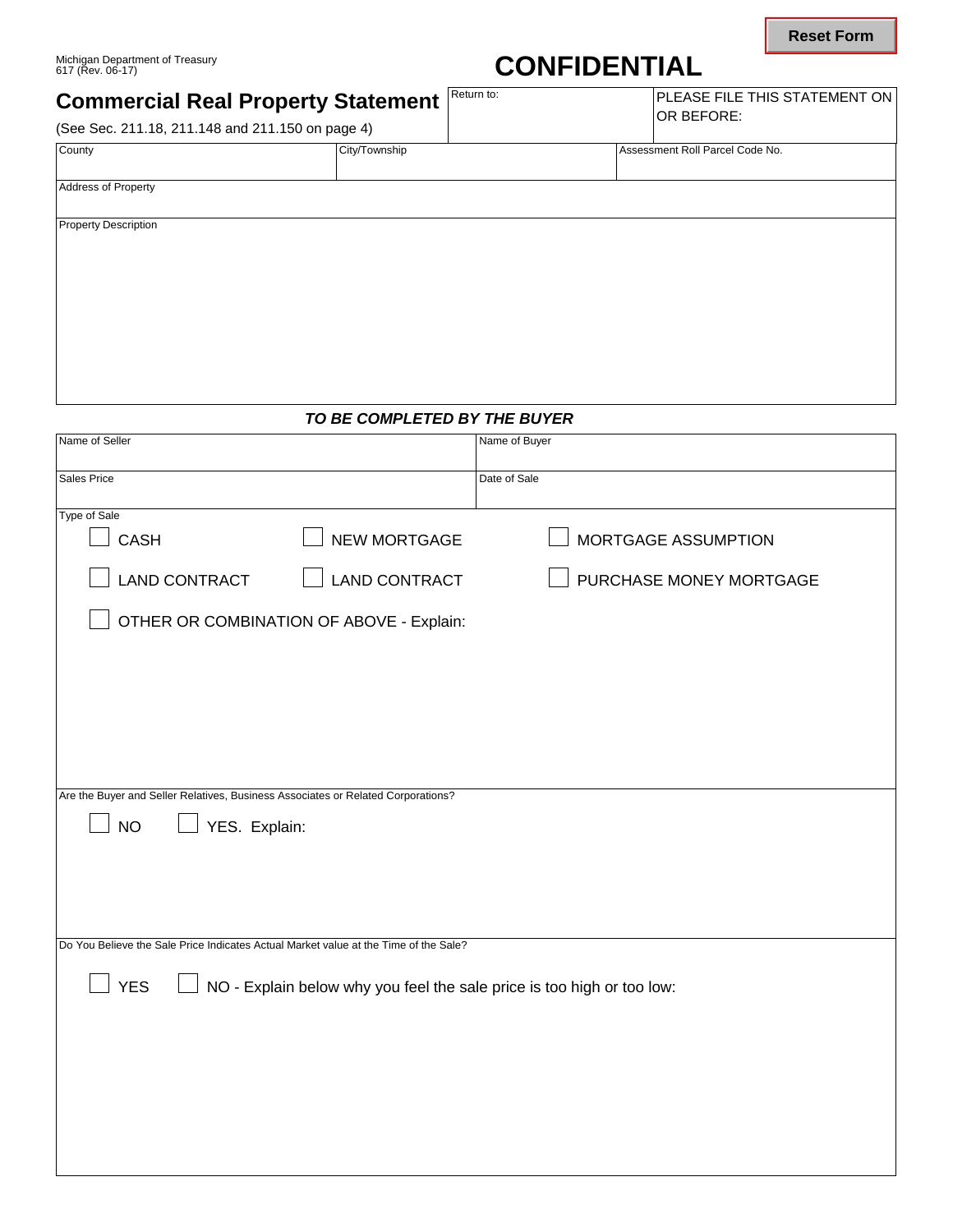Michigan Department of Treasury
617 (Rev. 06-17)

Reset Form

# CONFIDENTIAL

## Commercial Real Property Statement

(See Sec. 211.18, 211.148 and 211.150 on page 4)

| Return to: | PLEASE FILE THIS STATEMENT ON OR BEFORE: |
|---|---|
| | |

| County | City/Township | Assessment Roll Parcel Code No. |
|---|---|---|
| | | |

Address of Property

Property Description

### *TO BE COMPLETED BY THE BUYER*

| Name of Seller | Name of Buyer |
|---|---|
| | |
| **Sales Price** | **Date of Sale** |
| | |

Type of Sale

- ☐ CASH
- ☐ NEW MORTGAGE
- ☐ MORTGAGE ASSUMPTION
- ☐ LAND CONTRACT
- ☐ LAND CONTRACT
- ☐ PURCHASE MONEY MORTGAGE
- ☐ OTHER OR COMBINATION OF ABOVE - Explain:

Are the Buyer and Seller Relatives, Business Associates or Related Corporations?

- ☐ NO
- ☐ YES. Explain:

Do You Believe the Sale Price Indicates Actual Market value at the Time of the Sale?

- ☐ YES
- ☐ NO - Explain below why you feel the sale price is too high or too low: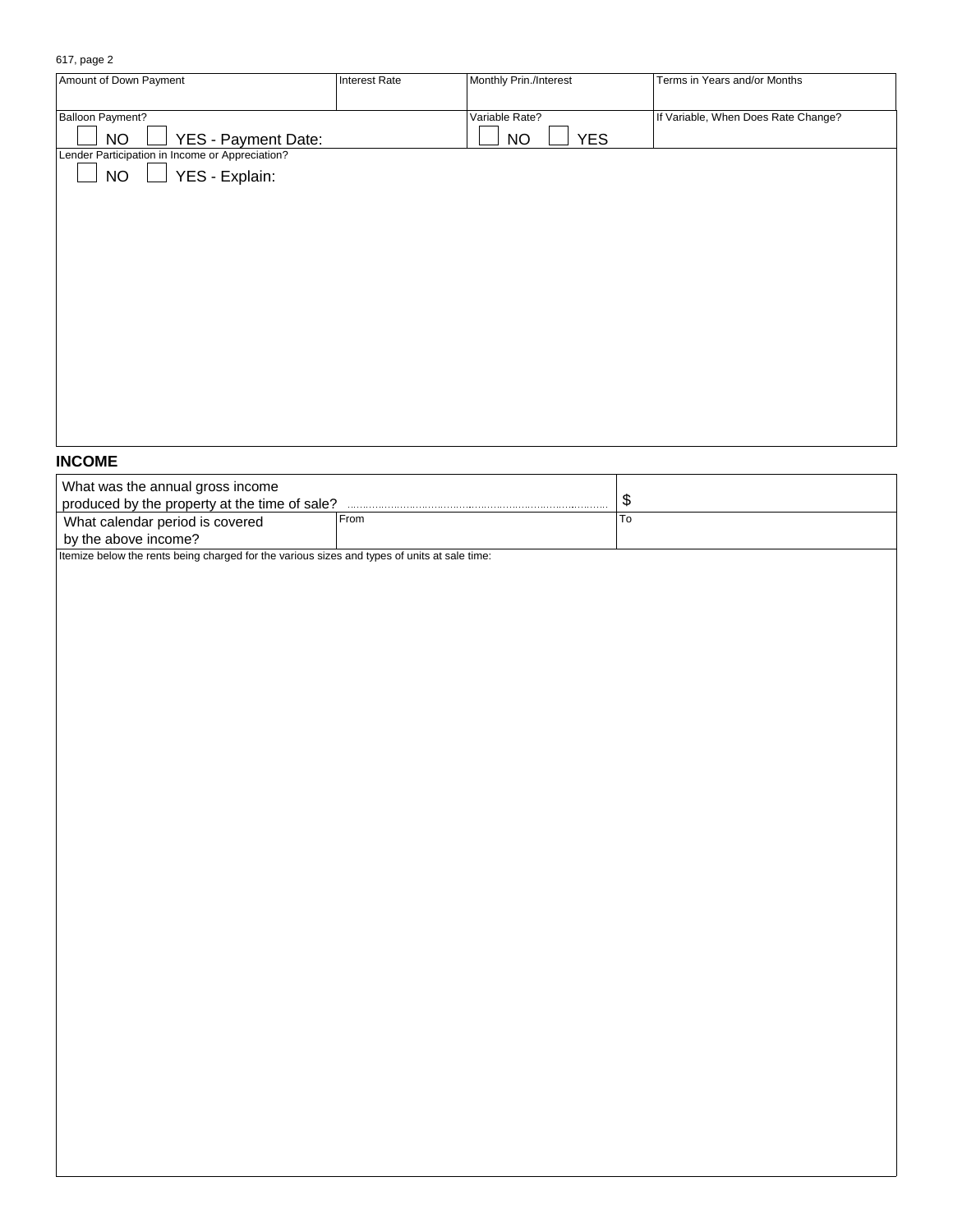| Amount of Down Payment | Interest Rate | Monthly Prin./Interest | Terms in Years and/or Months |
|---|---|---|---|
| | | | |

| Balloon Payment? | Variable Rate? | If Variable, When Does Rate Change? |
|---|---|---|
| ☐ NO ☐ YES - Payment Date: | ☐ NO ☐ YES | |

Lender Participation in Income or Appreciation?

☐ NO ☐ YES - Explain:

## INCOME

| What was the annual gross income produced by the property at the time of sale? | | $ |
|---|---|---|
| What calendar period is covered by the above income? | From | To |

Itemize below the rents being charged for the various sizes and types of units at sale time: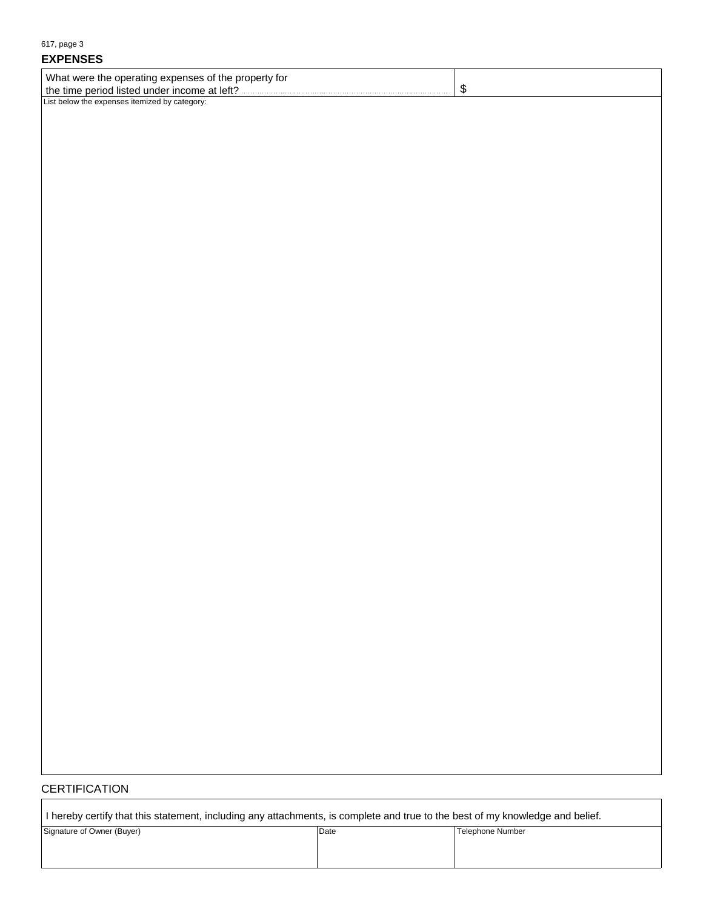## EXPENSES

| What were the operating expenses of the property for the time period listed under income at left? | $ |
|---|---|

List below the expenses itemized by category:

## CERTIFICATION

I hereby certify that this statement, including any attachments, is complete and true to the best of my knowledge and belief.

| Signature of Owner (Buyer) | Date | Telephone Number |
|---|---|---|
| | | |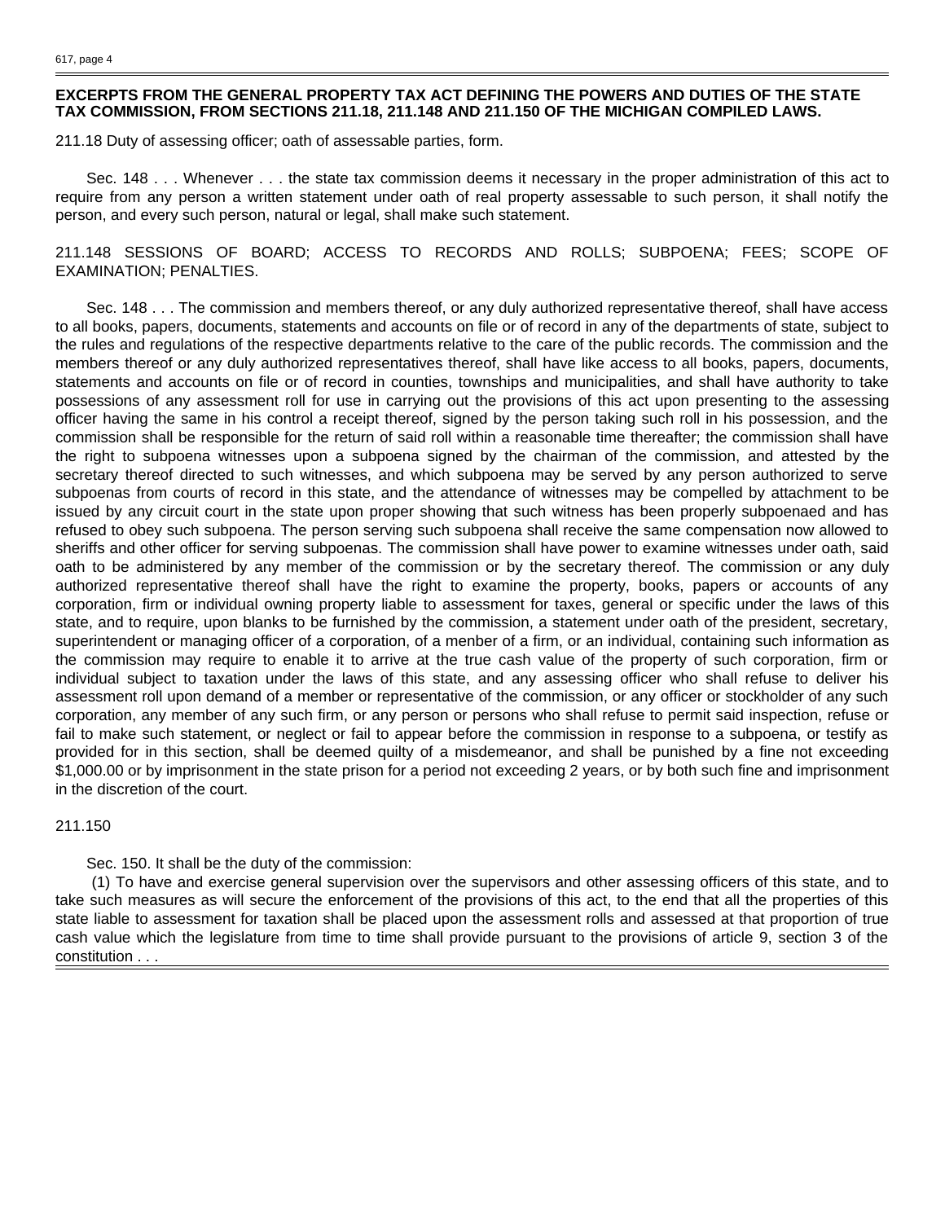**EXCERPTS FROM THE GENERAL PROPERTY TAX ACT DEFINING THE POWERS AND DUTIES OF THE STATE TAX COMMISSION, FROM SECTIONS 211.18, 211.148 AND 211.150 OF THE MICHIGAN COMPILED LAWS.**

211.18 Duty of assessing officer; oath of assessable parties, form.

Sec. 148 . . . Whenever . . . the state tax commission deems it necessary in the proper administration of this act to require from any person a written statement under oath of real property assessable to such person, it shall notify the person, and every such person, natural or legal, shall make such statement.

211.148 SESSIONS OF BOARD; ACCESS TO RECORDS AND ROLLS; SUBPOENA; FEES; SCOPE OF EXAMINATION; PENALTIES.

Sec. 148 . . . The commission and members thereof, or any duly authorized representative thereof, shall have access to all books, papers, documents, statements and accounts on file or of record in any of the departments of state, subject to the rules and regulations of the respective departments relative to the care of the public records. The commission and the members thereof or any duly authorized representatives thereof, shall have like access to all books, papers, documents, statements and accounts on file or of record in counties, townships and municipalities, and shall have authority to take possessions of any assessment roll for use in carrying out the provisions of this act upon presenting to the assessing officer having the same in his control a receipt thereof, signed by the person taking such roll in his possession, and the commission shall be responsible for the return of said roll within a reasonable time thereafter; the commission shall have the right to subpoena witnesses upon a subpoena signed by the chairman of the commission, and attested by the secretary thereof directed to such witnesses, and which subpoena may be served by any person authorized to serve subpoenas from courts of record in this state, and the attendance of witnesses may be compelled by attachment to be issued by any circuit court in the state upon proper showing that such witness has been properly subpoenaed and has refused to obey such subpoena. The person serving such subpoena shall receive the same compensation now allowed to sheriffs and other officer for serving subpoenas. The commission shall have power to examine witnesses under oath, said oath to be administered by any member of the commission or by the secretary thereof. The commission or any duly authorized representative thereof shall have the right to examine the property, books, papers or accounts of any corporation, firm or individual owning property liable to assessment for taxes, general or specific under the laws of this state, and to require, upon blanks to be furnished by the commission, a statement under oath of the president, secretary, superintendent or managing officer of a corporation, of a menber of a firm, or an individual, containing such information as the commission may require to enable it to arrive at the true cash value of the property of such corporation, firm or individual subject to taxation under the laws of this state, and any assessing officer who shall refuse to deliver his assessment roll upon demand of a member or representative of the commission, or any officer or stockholder of any such corporation, any member of any such firm, or any person or persons who shall refuse to permit said inspection, refuse or fail to make such statement, or neglect or fail to appear before the commission in response to a subpoena, or testify as provided for in this section, shall be deemed quilty of a misdemeanor, and shall be punished by a fine not exceeding $1,000.00 or by imprisonment in the state prison for a period not exceeding 2 years, or by both such fine and imprisonment in the discretion of the court.

211.150

Sec. 150. It shall be the duty of the commission:

(1) To have and exercise general supervision over the supervisors and other assessing officers of this state, and to take such measures as will secure the enforcement of the provisions of this act, to the end that all the properties of this state liable to assessment for taxation shall be placed upon the assessment rolls and assessed at that proportion of true cash value which the legislature from time to time shall provide pursuant to the provisions of article 9, section 3 of the constitution . . .